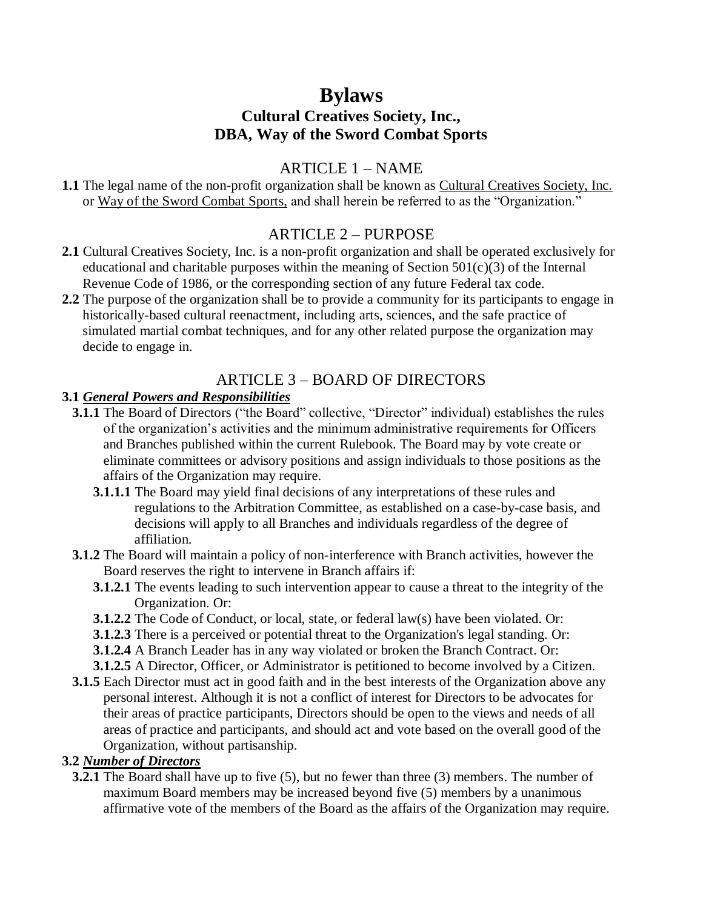# Bylaws

## Cultural Creatives Society, Inc., DBA, Way of the Sword Combat Sports

## ARTICLE 1 – NAME

**1.1** The legal name of the non-profit organization shall be known as Cultural Creatives Society, Inc. or Way of the Sword Combat Sports, and shall herein be referred to as the "Organization."

## ARTICLE 2 – PURPOSE

**2.1** Cultural Creatives Society, Inc. is a non-profit organization and shall be operated exclusively for educational and charitable purposes within the meaning of Section 501(c)(3) of the Internal Revenue Code of 1986, or the corresponding section of any future Federal tax code.

**2.2** The purpose of the organization shall be to provide a community for its participants to engage in historically-based cultural reenactment, including arts, sciences, and the safe practice of simulated martial combat techniques, and for any other related purpose the organization may decide to engage in.

## ARTICLE 3 – BOARD OF DIRECTORS

**3.1** ***General Powers and Responsibilities***

**3.1.1** The Board of Directors ("the Board" collective, "Director" individual) establishes the rules of the organization's activities and the minimum administrative requirements for Officers and Branches published within the current Rulebook. The Board may by vote create or eliminate committees or advisory positions and assign individuals to those positions as the affairs of the Organization may require.

**3.1.1.1** The Board may yield final decisions of any interpretations of these rules and regulations to the Arbitration Committee, as established on a case-by-case basis, and decisions will apply to all Branches and individuals regardless of the degree of affiliation.

**3.1.2** The Board will maintain a policy of non-interference with Branch activities, however the Board reserves the right to intervene in Branch affairs if:

**3.1.2.1** The events leading to such intervention appear to cause a threat to the integrity of the Organization. Or:

**3.1.2.2** The Code of Conduct, or local, state, or federal law(s) have been violated. Or:

**3.1.2.3** There is a perceived or potential threat to the Organization's legal standing. Or:

**3.1.2.4** A Branch Leader has in any way violated or broken the Branch Contract. Or:

**3.1.2.5** A Director, Officer, or Administrator is petitioned to become involved by a Citizen.

**3.1.5** Each Director must act in good faith and in the best interests of the Organization above any personal interest. Although it is not a conflict of interest for Directors to be advocates for their areas of practice participants, Directors should be open to the views and needs of all areas of practice and participants, and should act and vote based on the overall good of the Organization, without partisanship.

**3.2** ***Number of Directors***

**3.2.1** The Board shall have up to five (5), but no fewer than three (3) members. The number of maximum Board members may be increased beyond five (5) members by a unanimous affirmative vote of the members of the Board as the affairs of the Organization may require.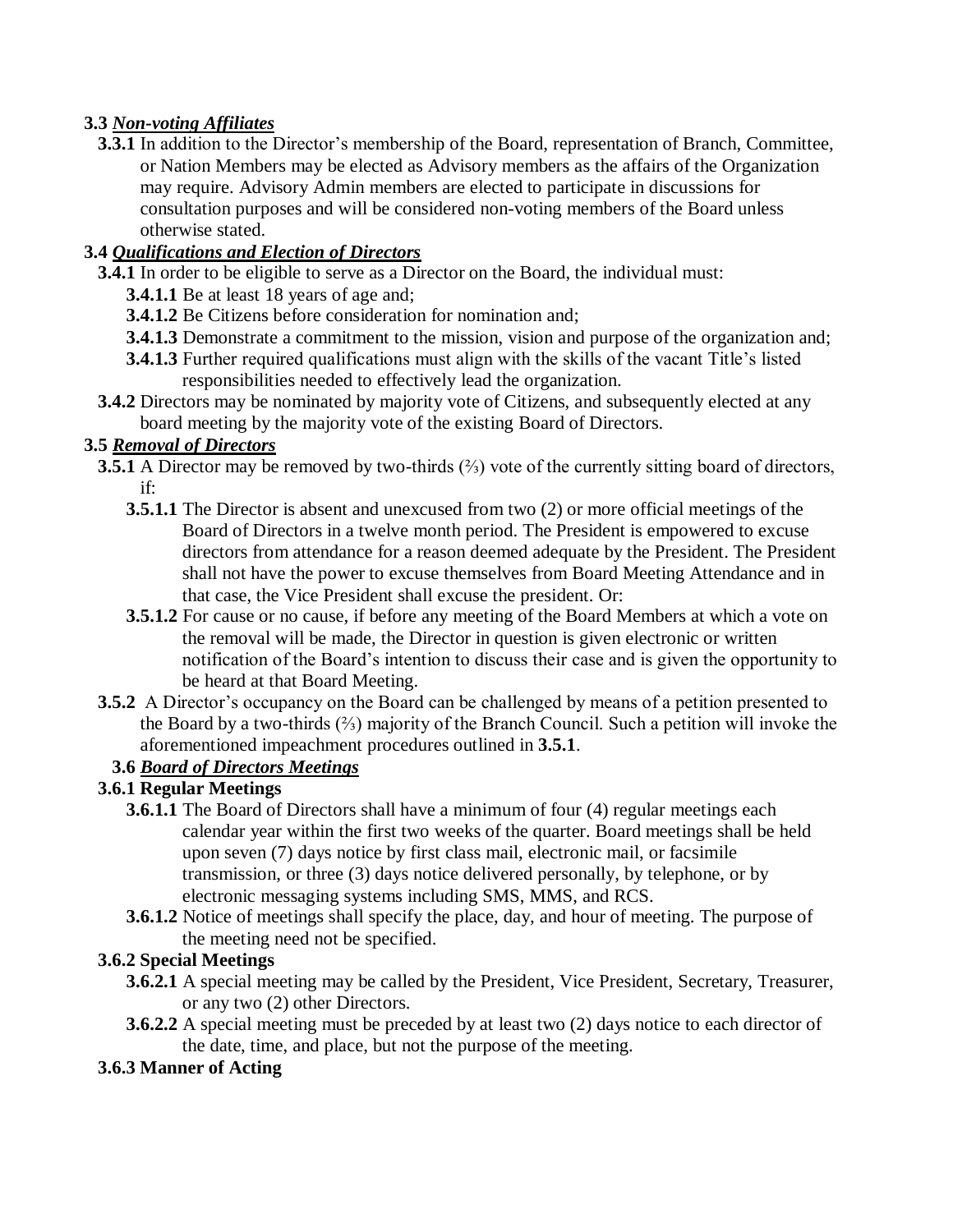**3.3** ***Non-voting Affiliates***

**3.3.1** In addition to the Director's membership of the Board, representation of Branch, Committee, or Nation Members may be elected as Advisory members as the affairs of the Organization may require. Advisory Admin members are elected to participate in discussions for consultation purposes and will be considered non-voting members of the Board unless otherwise stated.

**3.4** ***Qualifications and Election of Directors***

**3.4.1** In order to be eligible to serve as a Director on the Board, the individual must:

**3.4.1.1** Be at least 18 years of age and;

**3.4.1.2** Be Citizens before consideration for nomination and;

**3.4.1.3** Demonstrate a commitment to the mission, vision and purpose of the organization and;

**3.4.1.3** Further required qualifications must align with the skills of the vacant Title's listed responsibilities needed to effectively lead the organization.

**3.4.2** Directors may be nominated by majority vote of Citizens, and subsequently elected at any board meeting by the majority vote of the existing Board of Directors.

**3.5** ***Removal of Directors***

**3.5.1** A Director may be removed by two-thirds (⅔) vote of the currently sitting board of directors, if:

**3.5.1.1** The Director is absent and unexcused from two (2) or more official meetings of the Board of Directors in a twelve month period. The President is empowered to excuse directors from attendance for a reason deemed adequate by the President. The President shall not have the power to excuse themselves from Board Meeting Attendance and in that case, the Vice President shall excuse the president. Or:

**3.5.1.2** For cause or no cause, if before any meeting of the Board Members at which a vote on the removal will be made, the Director in question is given electronic or written notification of the Board's intention to discuss their case and is given the opportunity to be heard at that Board Meeting.

**3.5.2** A Director's occupancy on the Board can be challenged by means of a petition presented to the Board by a two-thirds (⅔) majority of the Branch Council. Such a petition will invoke the aforementioned impeachment procedures outlined in **3.5.1**.

**3.6** ***Board of Directors Meetings***

**3.6.1 Regular Meetings**

**3.6.1.1** The Board of Directors shall have a minimum of four (4) regular meetings each calendar year within the first two weeks of the quarter. Board meetings shall be held upon seven (7) days notice by first class mail, electronic mail, or facsimile transmission, or three (3) days notice delivered personally, by telephone, or by electronic messaging systems including SMS, MMS, and RCS.

**3.6.1.2** Notice of meetings shall specify the place, day, and hour of meeting. The purpose of the meeting need not be specified.

**3.6.2 Special Meetings**

**3.6.2.1** A special meeting may be called by the President, Vice President, Secretary, Treasurer, or any two (2) other Directors.

**3.6.2.2** A special meeting must be preceded by at least two (2) days notice to each director of the date, time, and place, but not the purpose of the meeting.

**3.6.3 Manner of Acting**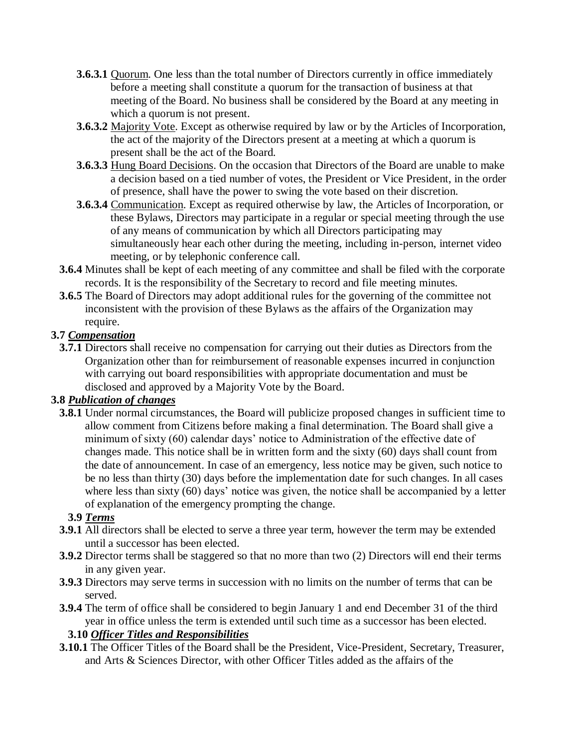**3.6.3.1** Quorum. One less than the total number of Directors currently in office immediately before a meeting shall constitute a quorum for the transaction of business at that meeting of the Board. No business shall be considered by the Board at any meeting in which a quorum is not present.

**3.6.3.2** Majority Vote. Except as otherwise required by law or by the Articles of Incorporation, the act of the majority of the Directors present at a meeting at which a quorum is present shall be the act of the Board.

**3.6.3.3** Hung Board Decisions. On the occasion that Directors of the Board are unable to make a decision based on a tied number of votes, the President or Vice President, in the order of presence, shall have the power to swing the vote based on their discretion.

**3.6.3.4** Communication. Except as required otherwise by law, the Articles of Incorporation, or these Bylaws, Directors may participate in a regular or special meeting through the use of any means of communication by which all Directors participating may simultaneously hear each other during the meeting, including in-person, internet video meeting, or by telephonic conference call.

**3.6.4** Minutes shall be kept of each meeting of any committee and shall be filed with the corporate records. It is the responsibility of the Secretary to record and file meeting minutes.

**3.6.5** The Board of Directors may adopt additional rules for the governing of the committee not inconsistent with the provision of these Bylaws as the affairs of the Organization may require.

**3.7** ***Compensation***

**3.7.1** Directors shall receive no compensation for carrying out their duties as Directors from the Organization other than for reimbursement of reasonable expenses incurred in conjunction with carrying out board responsibilities with appropriate documentation and must be disclosed and approved by a Majority Vote by the Board.

**3.8** ***Publication of changes***

**3.8.1** Under normal circumstances, the Board will publicize proposed changes in sufficient time to allow comment from Citizens before making a final determination. The Board shall give a minimum of sixty (60) calendar days' notice to Administration of the effective date of changes made. This notice shall be in written form and the sixty (60) days shall count from the date of announcement. In case of an emergency, less notice may be given, such notice to be no less than thirty (30) days before the implementation date for such changes. In all cases where less than sixty (60) days' notice was given, the notice shall be accompanied by a letter of explanation of the emergency prompting the change.

**3.9** ***Terms***

**3.9.1** All directors shall be elected to serve a three year term, however the term may be extended until a successor has been elected.

**3.9.2** Director terms shall be staggered so that no more than two (2) Directors will end their terms in any given year.

**3.9.3** Directors may serve terms in succession with no limits on the number of terms that can be served.

**3.9.4** The term of office shall be considered to begin January 1 and end December 31 of the third year in office unless the term is extended until such time as a successor has been elected.

**3.10** ***Officer Titles and Responsibilities***

**3.10.1** The Officer Titles of the Board shall be the President, Vice-President, Secretary, Treasurer, and Arts & Sciences Director, with other Officer Titles added as the affairs of the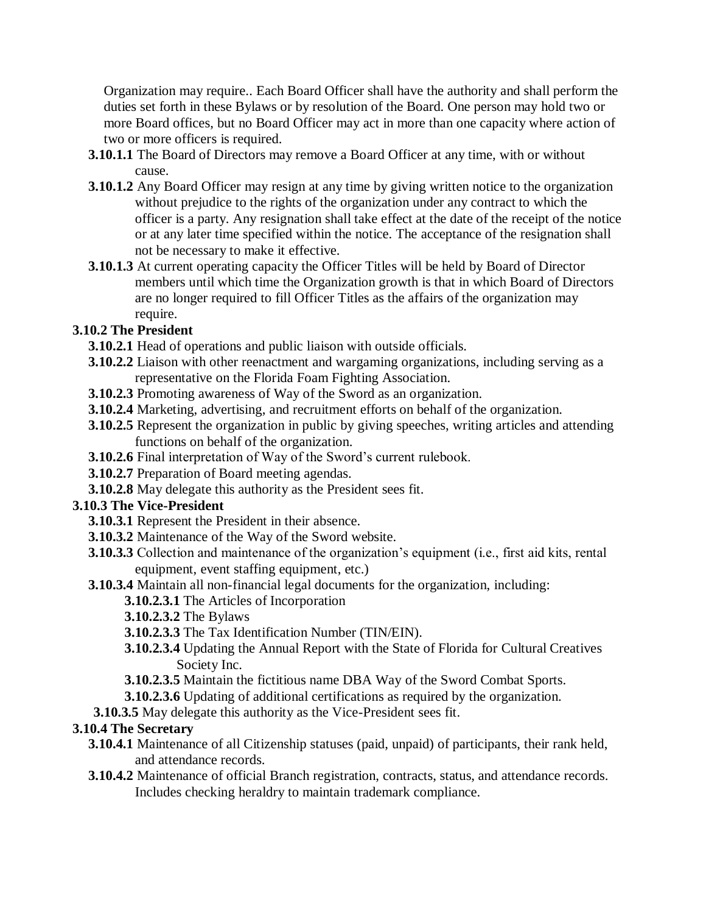Organization may require.. Each Board Officer shall have the authority and shall perform the duties set forth in these Bylaws or by resolution of the Board. One person may hold two or more Board offices, but no Board Officer may act in more than one capacity where action of two or more officers is required.

- **3.10.1.1** The Board of Directors may remove a Board Officer at any time, with or without cause.
- **3.10.1.2** Any Board Officer may resign at any time by giving written notice to the organization without prejudice to the rights of the organization under any contract to which the officer is a party. Any resignation shall take effect at the date of the receipt of the notice or at any later time specified within the notice. The acceptance of the resignation shall not be necessary to make it effective.
- **3.10.1.3** At current operating capacity the Officer Titles will be held by Board of Director members until which time the Organization growth is that in which Board of Directors are no longer required to fill Officer Titles as the affairs of the organization may require.

**3.10.2 The President**

- **3.10.2.1** Head of operations and public liaison with outside officials.
- **3.10.2.2** Liaison with other reenactment and wargaming organizations, including serving as a representative on the Florida Foam Fighting Association.
- **3.10.2.3** Promoting awareness of Way of the Sword as an organization.
- **3.10.2.4** Marketing, advertising, and recruitment efforts on behalf of the organization.
- **3.10.2.5** Represent the organization in public by giving speeches, writing articles and attending functions on behalf of the organization.
- **3.10.2.6** Final interpretation of Way of the Sword's current rulebook.
- **3.10.2.7** Preparation of Board meeting agendas.
- **3.10.2.8** May delegate this authority as the President sees fit.

**3.10.3 The Vice-President**

- **3.10.3.1** Represent the President in their absence.
- **3.10.3.2** Maintenance of the Way of the Sword website.
- **3.10.3.3** Collection and maintenance of the organization's equipment (i.e., first aid kits, rental equipment, event staffing equipment, etc.)
- **3.10.3.4** Maintain all non-financial legal documents for the organization, including:
  - **3.10.2.3.1** The Articles of Incorporation
  - **3.10.2.3.2** The Bylaws
  - **3.10.2.3.3** The Tax Identification Number (TIN/EIN).
  - **3.10.2.3.4** Updating the Annual Report with the State of Florida for Cultural Creatives Society Inc.
  - **3.10.2.3.5** Maintain the fictitious name DBA Way of the Sword Combat Sports.
  - **3.10.2.3.6** Updating of additional certifications as required by the organization.
- **3.10.3.5** May delegate this authority as the Vice-President sees fit.

**3.10.4 The Secretary**

- **3.10.4.1** Maintenance of all Citizenship statuses (paid, unpaid) of participants, their rank held, and attendance records.
- **3.10.4.2** Maintenance of official Branch registration, contracts, status, and attendance records. Includes checking heraldry to maintain trademark compliance.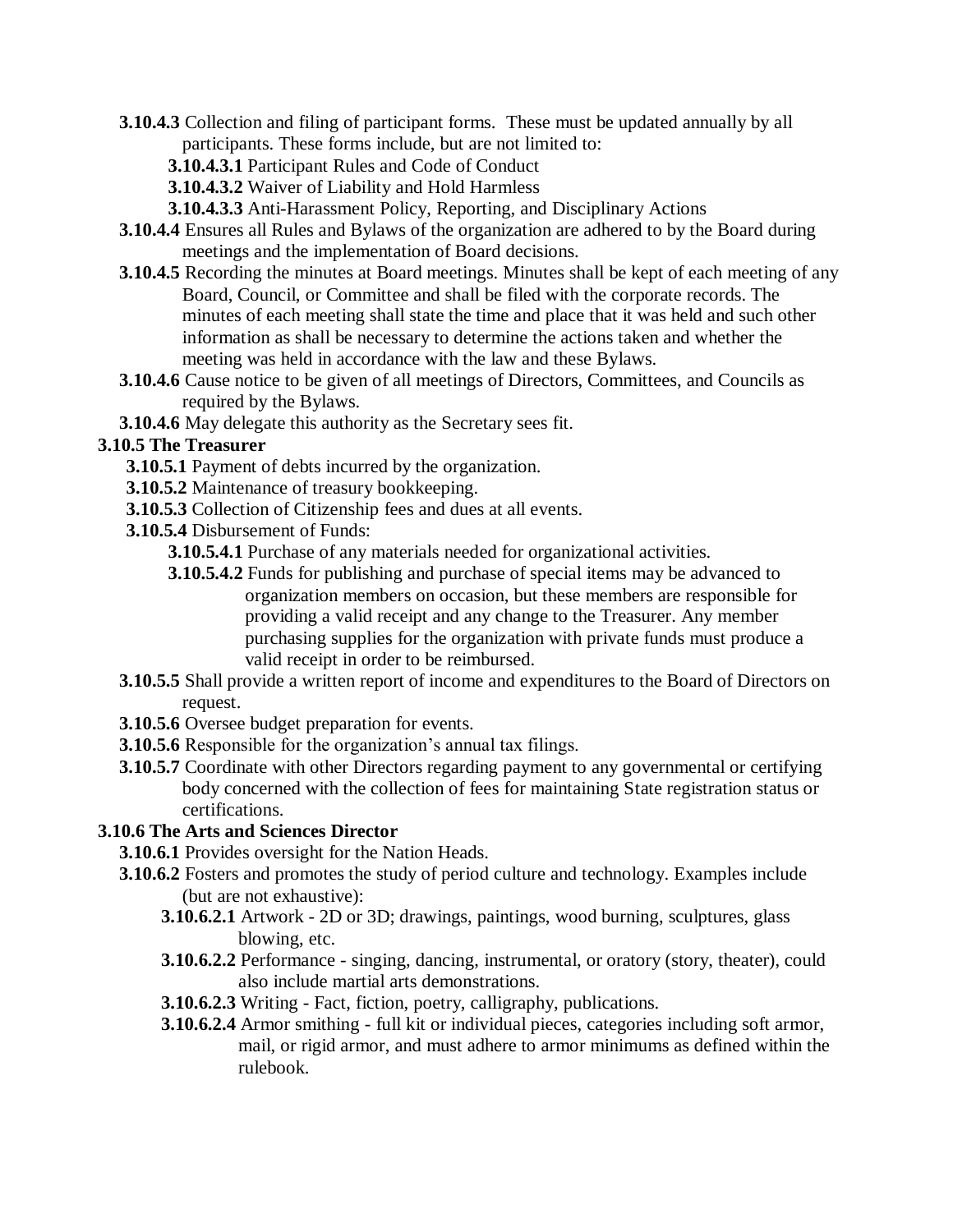- **3.10.4.3** Collection and filing of participant forms. These must be updated annually by all participants. These forms include, but are not limited to:
  - **3.10.4.3.1** Participant Rules and Code of Conduct
  - **3.10.4.3.2** Waiver of Liability and Hold Harmless
  - **3.10.4.3.3** Anti-Harassment Policy, Reporting, and Disciplinary Actions
- **3.10.4.4** Ensures all Rules and Bylaws of the organization are adhered to by the Board during meetings and the implementation of Board decisions.
- **3.10.4.5** Recording the minutes at Board meetings. Minutes shall be kept of each meeting of any Board, Council, or Committee and shall be filed with the corporate records. The minutes of each meeting shall state the time and place that it was held and such other information as shall be necessary to determine the actions taken and whether the meeting was held in accordance with the law and these Bylaws.
- **3.10.4.6** Cause notice to be given of all meetings of Directors, Committees, and Councils as required by the Bylaws.
- **3.10.4.6** May delegate this authority as the Secretary sees fit.

**3.10.5 The Treasurer**

- **3.10.5.1** Payment of debts incurred by the organization.
- **3.10.5.2** Maintenance of treasury bookkeeping.
- **3.10.5.3** Collection of Citizenship fees and dues at all events.
- **3.10.5.4** Disbursement of Funds:
  - **3.10.5.4.1** Purchase of any materials needed for organizational activities.
  - **3.10.5.4.2** Funds for publishing and purchase of special items may be advanced to organization members on occasion, but these members are responsible for providing a valid receipt and any change to the Treasurer. Any member purchasing supplies for the organization with private funds must produce a valid receipt in order to be reimbursed.
- **3.10.5.5** Shall provide a written report of income and expenditures to the Board of Directors on request.
- **3.10.5.6** Oversee budget preparation for events.
- **3.10.5.6** Responsible for the organization's annual tax filings.
- **3.10.5.7** Coordinate with other Directors regarding payment to any governmental or certifying body concerned with the collection of fees for maintaining State registration status or certifications.

**3.10.6 The Arts and Sciences Director**

- **3.10.6.1** Provides oversight for the Nation Heads.
- **3.10.6.2** Fosters and promotes the study of period culture and technology. Examples include (but are not exhaustive):
  - **3.10.6.2.1** Artwork - 2D or 3D; drawings, paintings, wood burning, sculptures, glass blowing, etc.
  - **3.10.6.2.2** Performance - singing, dancing, instrumental, or oratory (story, theater), could also include martial arts demonstrations.
  - **3.10.6.2.3** Writing - Fact, fiction, poetry, calligraphy, publications.
  - **3.10.6.2.4** Armor smithing - full kit or individual pieces, categories including soft armor, mail, or rigid armor, and must adhere to armor minimums as defined within the rulebook.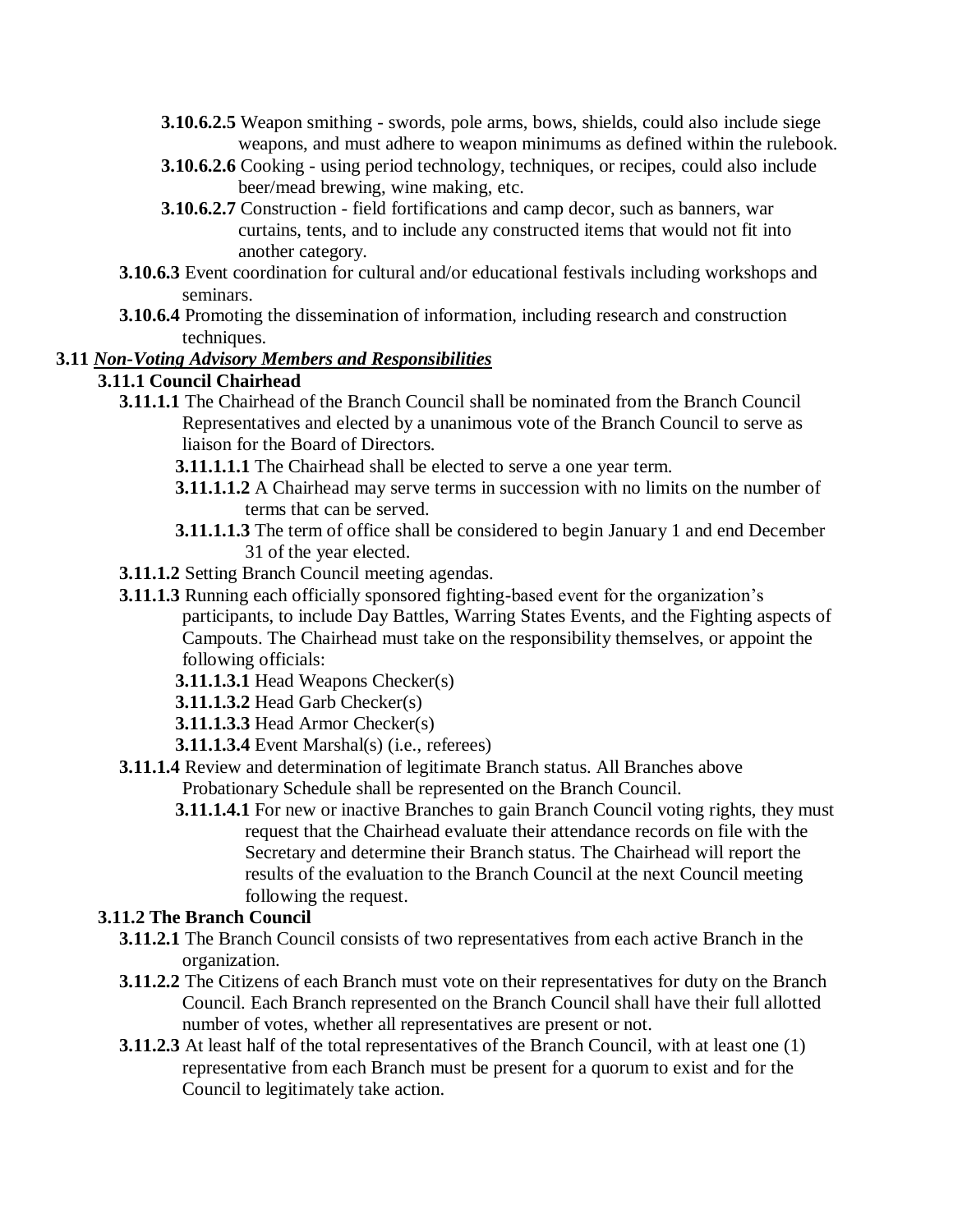**3.10.6.2.5** Weapon smithing - swords, pole arms, bows, shields, could also include siege weapons, and must adhere to weapon minimums as defined within the rulebook.

**3.10.6.2.6** Cooking - using period technology, techniques, or recipes, could also include beer/mead brewing, wine making, etc.

**3.10.6.2.7** Construction - field fortifications and camp decor, such as banners, war curtains, tents, and to include any constructed items that would not fit into another category.

**3.10.6.3** Event coordination for cultural and/or educational festivals including workshops and seminars.

**3.10.6.4** Promoting the dissemination of information, including research and construction techniques.

**3.11** ***<u>Non-Voting Advisory Members and Responsibilities</u>***

**3.11.1 Council Chairhead**

**3.11.1.1** The Chairhead of the Branch Council shall be nominated from the Branch Council Representatives and elected by a unanimous vote of the Branch Council to serve as liaison for the Board of Directors.

**3.11.1.1.1** The Chairhead shall be elected to serve a one year term.

**3.11.1.1.2** A Chairhead may serve terms in succession with no limits on the number of terms that can be served.

**3.11.1.1.3** The term of office shall be considered to begin January 1 and end December 31 of the year elected.

**3.11.1.2** Setting Branch Council meeting agendas.

**3.11.1.3** Running each officially sponsored fighting-based event for the organization's participants, to include Day Battles, Warring States Events, and the Fighting aspects of Campouts. The Chairhead must take on the responsibility themselves, or appoint the following officials:

**3.11.1.3.1** Head Weapons Checker(s)

**3.11.1.3.2** Head Garb Checker(s)

**3.11.1.3.3** Head Armor Checker(s)

**3.11.1.3.4** Event Marshal(s) (i.e., referees)

**3.11.1.4** Review and determination of legitimate Branch status. All Branches above Probationary Schedule shall be represented on the Branch Council.

**3.11.1.4.1** For new or inactive Branches to gain Branch Council voting rights, they must request that the Chairhead evaluate their attendance records on file with the Secretary and determine their Branch status. The Chairhead will report the results of the evaluation to the Branch Council at the next Council meeting following the request.

**3.11.2 The Branch Council**

**3.11.2.1** The Branch Council consists of two representatives from each active Branch in the organization.

**3.11.2.2** The Citizens of each Branch must vote on their representatives for duty on the Branch Council. Each Branch represented on the Branch Council shall have their full allotted number of votes, whether all representatives are present or not.

**3.11.2.3** At least half of the total representatives of the Branch Council, with at least one (1) representative from each Branch must be present for a quorum to exist and for the Council to legitimately take action.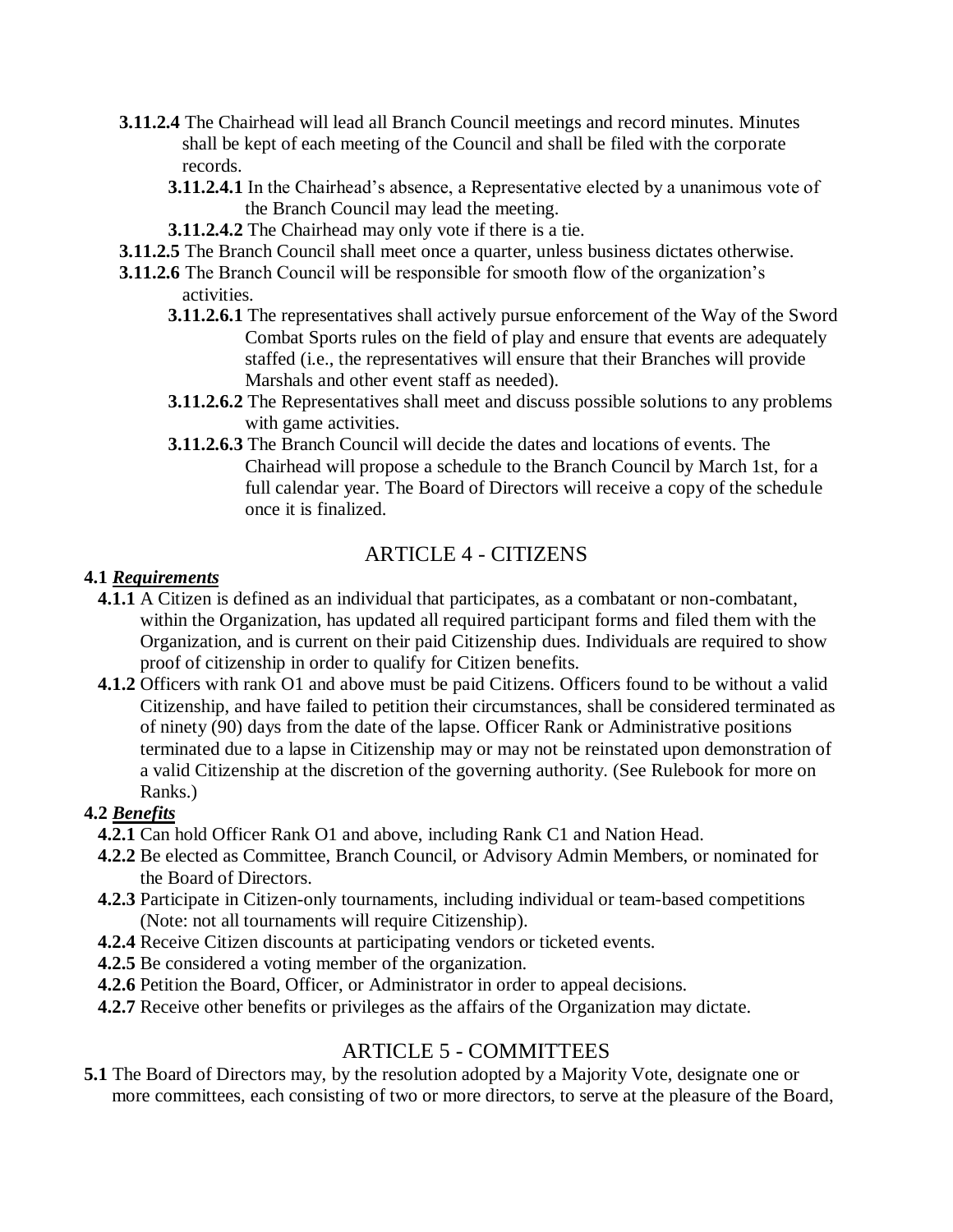**3.11.2.4** The Chairhead will lead all Branch Council meetings and record minutes. Minutes shall be kept of each meeting of the Council and shall be filed with the corporate records.

**3.11.2.4.1** In the Chairhead's absence, a Representative elected by a unanimous vote of the Branch Council may lead the meeting.

**3.11.2.4.2** The Chairhead may only vote if there is a tie.

**3.11.2.5** The Branch Council shall meet once a quarter, unless business dictates otherwise.

**3.11.2.6** The Branch Council will be responsible for smooth flow of the organization's activities.

**3.11.2.6.1** The representatives shall actively pursue enforcement of the Way of the Sword Combat Sports rules on the field of play and ensure that events are adequately staffed (i.e., the representatives will ensure that their Branches will provide Marshals and other event staff as needed).

**3.11.2.6.2** The Representatives shall meet and discuss possible solutions to any problems with game activities.

**3.11.2.6.3** The Branch Council will decide the dates and locations of events. The Chairhead will propose a schedule to the Branch Council by March 1st, for a full calendar year. The Board of Directors will receive a copy of the schedule once it is finalized.

## ARTICLE 4 - CITIZENS

**4.1 _Requirements_**

**4.1.1** A Citizen is defined as an individual that participates, as a combatant or non-combatant, within the Organization, has updated all required participant forms and filed them with the Organization, and is current on their paid Citizenship dues. Individuals are required to show proof of citizenship in order to qualify for Citizen benefits.

**4.1.2** Officers with rank O1 and above must be paid Citizens. Officers found to be without a valid Citizenship, and have failed to petition their circumstances, shall be considered terminated as of ninety (90) days from the date of the lapse. Officer Rank or Administrative positions terminated due to a lapse in Citizenship may or may not be reinstated upon demonstration of a valid Citizenship at the discretion of the governing authority. (See Rulebook for more on Ranks.)

**4.2 _Benefits_**

**4.2.1** Can hold Officer Rank O1 and above, including Rank C1 and Nation Head.

**4.2.2** Be elected as Committee, Branch Council, or Advisory Admin Members, or nominated for the Board of Directors.

**4.2.3** Participate in Citizen-only tournaments, including individual or team-based competitions (Note: not all tournaments will require Citizenship).

**4.2.4** Receive Citizen discounts at participating vendors or ticketed events.

**4.2.5** Be considered a voting member of the organization.

**4.2.6** Petition the Board, Officer, or Administrator in order to appeal decisions.

**4.2.7** Receive other benefits or privileges as the affairs of the Organization may dictate.

## ARTICLE 5 - COMMITTEES

**5.1** The Board of Directors may, by the resolution adopted by a Majority Vote, designate one or more committees, each consisting of two or more directors, to serve at the pleasure of the Board,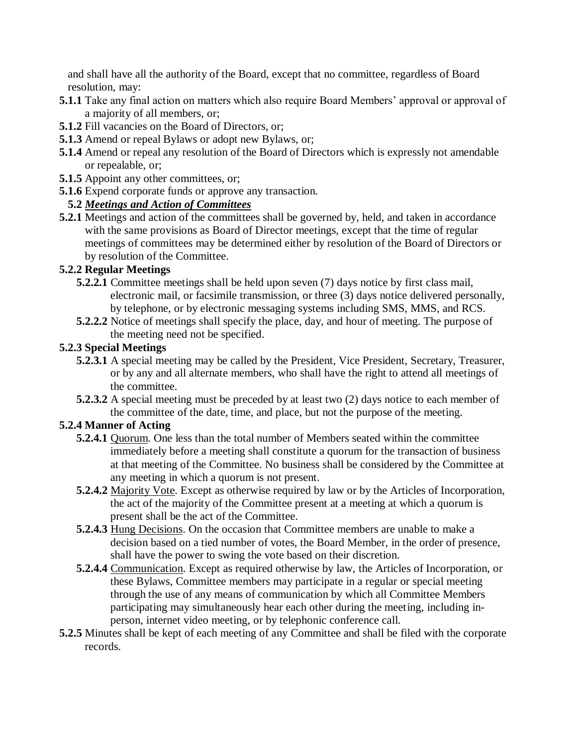and shall have all the authority of the Board, except that no committee, regardless of Board resolution, may:

**5.1.1** Take any final action on matters which also require Board Members' approval or approval of a majority of all members, or;

**5.1.2** Fill vacancies on the Board of Directors, or;

**5.1.3** Amend or repeal Bylaws or adopt new Bylaws, or;

**5.1.4** Amend or repeal any resolution of the Board of Directors which is expressly not amendable or repealable, or;

**5.1.5** Appoint any other committees, or;

**5.1.6** Expend corporate funds or approve any transaction.

**5.2 *Meetings and Action of Committees***

**5.2.1** Meetings and action of the committees shall be governed by, held, and taken in accordance with the same provisions as Board of Director meetings, except that the time of regular meetings of committees may be determined either by resolution of the Board of Directors or by resolution of the Committee.

**5.2.2 Regular Meetings**

**5.2.2.1** Committee meetings shall be held upon seven (7) days notice by first class mail, electronic mail, or facsimile transmission, or three (3) days notice delivered personally, by telephone, or by electronic messaging systems including SMS, MMS, and RCS.

**5.2.2.2** Notice of meetings shall specify the place, day, and hour of meeting. The purpose of the meeting need not be specified.

**5.2.3 Special Meetings**

**5.2.3.1** A special meeting may be called by the President, Vice President, Secretary, Treasurer, or by any and all alternate members, who shall have the right to attend all meetings of the committee.

**5.2.3.2** A special meeting must be preceded by at least two (2) days notice to each member of the committee of the date, time, and place, but not the purpose of the meeting.

**5.2.4 Manner of Acting**

**5.2.4.1** Quorum. One less than the total number of Members seated within the committee immediately before a meeting shall constitute a quorum for the transaction of business at that meeting of the Committee. No business shall be considered by the Committee at any meeting in which a quorum is not present.

**5.2.4.2** Majority Vote. Except as otherwise required by law or by the Articles of Incorporation, the act of the majority of the Committee present at a meeting at which a quorum is present shall be the act of the Committee.

**5.2.4.3** Hung Decisions. On the occasion that Committee members are unable to make a decision based on a tied number of votes, the Board Member, in the order of presence, shall have the power to swing the vote based on their discretion.

**5.2.4.4** Communication. Except as required otherwise by law, the Articles of Incorporation, or these Bylaws, Committee members may participate in a regular or special meeting through the use of any means of communication by which all Committee Members participating may simultaneously hear each other during the meeting, including in-person, internet video meeting, or by telephonic conference call.

**5.2.5** Minutes shall be kept of each meeting of any Committee and shall be filed with the corporate records.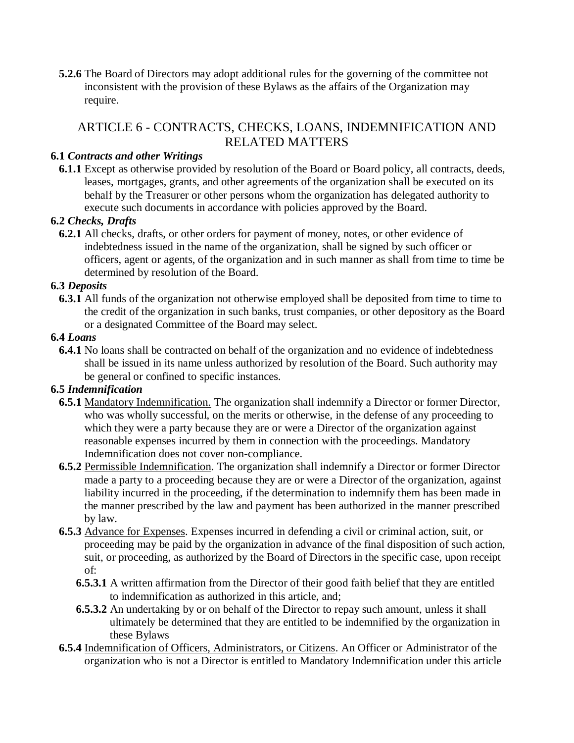**5.2.6** The Board of Directors may adopt additional rules for the governing of the committee not inconsistent with the provision of these Bylaws as the affairs of the Organization may require.

## ARTICLE 6 - CONTRACTS, CHECKS, LOANS, INDEMNIFICATION AND RELATED MATTERS

**6.1** ***Contracts and other Writings***

**6.1.1** Except as otherwise provided by resolution of the Board or Board policy, all contracts, deeds, leases, mortgages, grants, and other agreements of the organization shall be executed on its behalf by the Treasurer or other persons whom the organization has delegated authority to execute such documents in accordance with policies approved by the Board.

**6.2** ***Checks, Drafts***

**6.2.1** All checks, drafts, or other orders for payment of money, notes, or other evidence of indebtedness issued in the name of the organization, shall be signed by such officer or officers, agent or agents, of the organization and in such manner as shall from time to time be determined by resolution of the Board.

**6.3** ***Deposits***

**6.3.1** All funds of the organization not otherwise employed shall be deposited from time to time to the credit of the organization in such banks, trust companies, or other depository as the Board or a designated Committee of the Board may select.

**6.4** ***Loans***

**6.4.1** No loans shall be contracted on behalf of the organization and no evidence of indebtedness shall be issued in its name unless authorized by resolution of the Board. Such authority may be general or confined to specific instances.

**6.5** ***Indemnification***

**6.5.1** Mandatory Indemnification. The organization shall indemnify a Director or former Director, who was wholly successful, on the merits or otherwise, in the defense of any proceeding to which they were a party because they are or were a Director of the organization against reasonable expenses incurred by them in connection with the proceedings. Mandatory Indemnification does not cover non-compliance.

**6.5.2** Permissible Indemnification. The organization shall indemnify a Director or former Director made a party to a proceeding because they are or were a Director of the organization, against liability incurred in the proceeding, if the determination to indemnify them has been made in the manner prescribed by the law and payment has been authorized in the manner prescribed by law.

**6.5.3** Advance for Expenses. Expenses incurred in defending a civil or criminal action, suit, or proceeding may be paid by the organization in advance of the final disposition of such action, suit, or proceeding, as authorized by the Board of Directors in the specific case, upon receipt of:

**6.5.3.1** A written affirmation from the Director of their good faith belief that they are entitled to indemnification as authorized in this article, and;

**6.5.3.2** An undertaking by or on behalf of the Director to repay such amount, unless it shall ultimately be determined that they are entitled to be indemnified by the organization in these Bylaws

**6.5.4** Indemnification of Officers, Administrators, or Citizens. An Officer or Administrator of the organization who is not a Director is entitled to Mandatory Indemnification under this article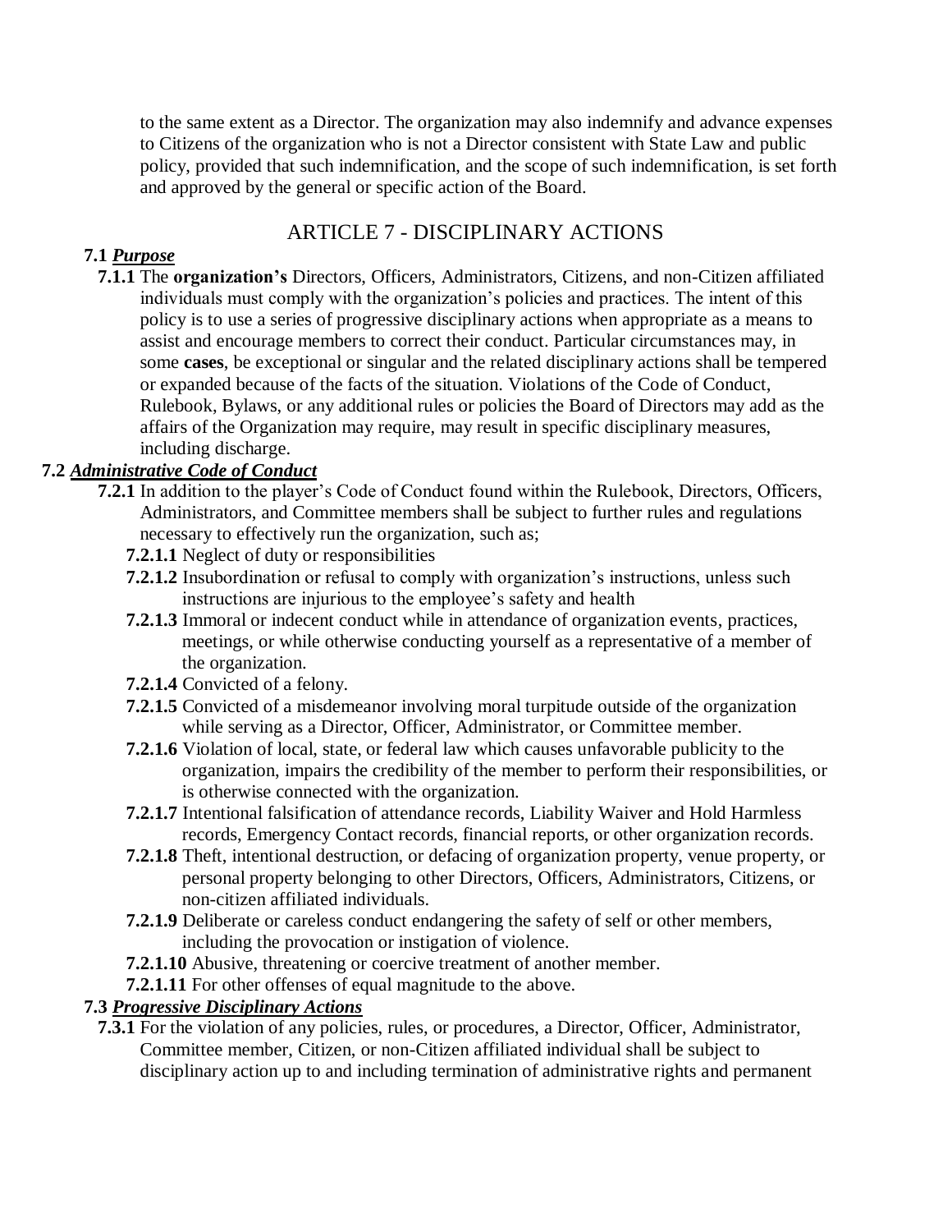to the same extent as a Director. The organization may also indemnify and advance expenses to Citizens of the organization who is not a Director consistent with State Law and public policy, provided that such indemnification, and the scope of such indemnification, is set forth and approved by the general or specific action of the Board.

## ARTICLE 7 - DISCIPLINARY ACTIONS

**7.1** ***Purpose***

**7.1.1** The **organization's** Directors, Officers, Administrators, Citizens, and non-Citizen affiliated individuals must comply with the organization's policies and practices. The intent of this policy is to use a series of progressive disciplinary actions when appropriate as a means to assist and encourage members to correct their conduct. Particular circumstances may, in some **cases**, be exceptional or singular and the related disciplinary actions shall be tempered or expanded because of the facts of the situation. Violations of the Code of Conduct, Rulebook, Bylaws, or any additional rules or policies the Board of Directors may add as the affairs of the Organization may require, may result in specific disciplinary measures, including discharge.

**7.2** ***Administrative Code of Conduct***

**7.2.1** In addition to the player's Code of Conduct found within the Rulebook, Directors, Officers, Administrators, and Committee members shall be subject to further rules and regulations necessary to effectively run the organization, such as;

- **7.2.1.1** Neglect of duty or responsibilities
- **7.2.1.2** Insubordination or refusal to comply with organization's instructions, unless such instructions are injurious to the employee's safety and health
- **7.2.1.3** Immoral or indecent conduct while in attendance of organization events, practices, meetings, or while otherwise conducting yourself as a representative of a member of the organization.
- **7.2.1.4** Convicted of a felony.
- **7.2.1.5** Convicted of a misdemeanor involving moral turpitude outside of the organization while serving as a Director, Officer, Administrator, or Committee member.
- **7.2.1.6** Violation of local, state, or federal law which causes unfavorable publicity to the organization, impairs the credibility of the member to perform their responsibilities, or is otherwise connected with the organization.
- **7.2.1.7** Intentional falsification of attendance records, Liability Waiver and Hold Harmless records, Emergency Contact records, financial reports, or other organization records.
- **7.2.1.8** Theft, intentional destruction, or defacing of organization property, venue property, or personal property belonging to other Directors, Officers, Administrators, Citizens, or non-citizen affiliated individuals.
- **7.2.1.9** Deliberate or careless conduct endangering the safety of self or other members, including the provocation or instigation of violence.
- **7.2.1.10** Abusive, threatening or coercive treatment of another member.
- **7.2.1.11** For other offenses of equal magnitude to the above.

**7.3** ***Progressive Disciplinary Actions***

**7.3.1** For the violation of any policies, rules, or procedures, a Director, Officer, Administrator, Committee member, Citizen, or non-Citizen affiliated individual shall be subject to disciplinary action up to and including termination of administrative rights and permanent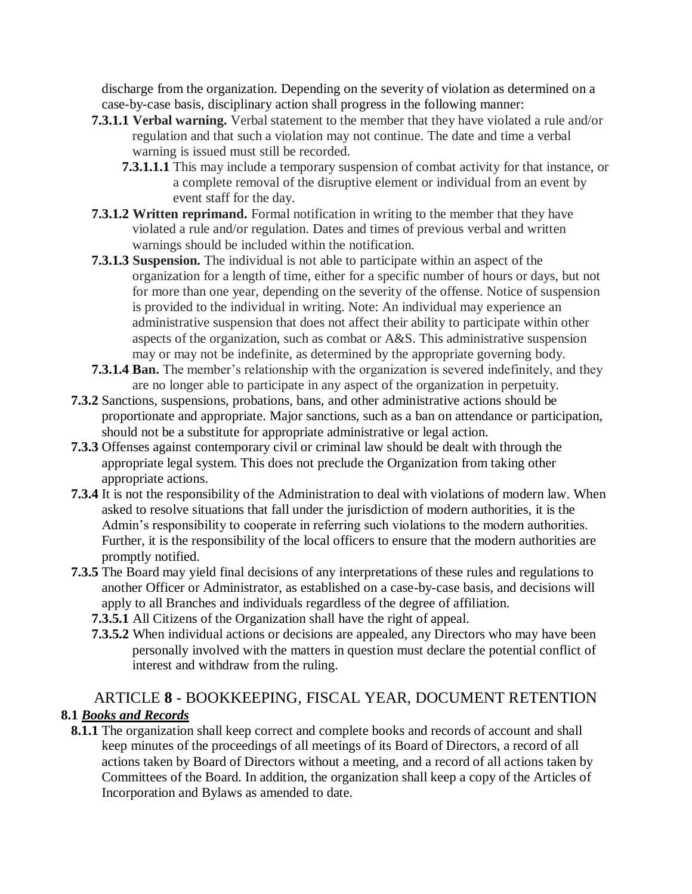discharge from the organization. Depending on the severity of violation as determined on a case-by-case basis, disciplinary action shall progress in the following manner:

- **7.3.1.1 Verbal warning.** Verbal statement to the member that they have violated a rule and/or regulation and that such a violation may not continue. The date and time a verbal warning is issued must still be recorded.
  - **7.3.1.1.1** This may include a temporary suspension of combat activity for that instance, or a complete removal of the disruptive element or individual from an event by event staff for the day.
- **7.3.1.2 Written reprimand.** Formal notification in writing to the member that they have violated a rule and/or regulation. Dates and times of previous verbal and written warnings should be included within the notification.
- **7.3.1.3 Suspension.** The individual is not able to participate within an aspect of the organization for a length of time, either for a specific number of hours or days, but not for more than one year, depending on the severity of the offense. Notice of suspension is provided to the individual in writing. Note: An individual may experience an administrative suspension that does not affect their ability to participate within other aspects of the organization, such as combat or A&S. This administrative suspension may or may not be indefinite, as determined by the appropriate governing body.
- **7.3.1.4 Ban.** The member's relationship with the organization is severed indefinitely, and they are no longer able to participate in any aspect of the organization in perpetuity.

**7.3.2** Sanctions, suspensions, probations, bans, and other administrative actions should be proportionate and appropriate. Major sanctions, such as a ban on attendance or participation, should not be a substitute for appropriate administrative or legal action.

**7.3.3** Offenses against contemporary civil or criminal law should be dealt with through the appropriate legal system. This does not preclude the Organization from taking other appropriate actions.

**7.3.4** It is not the responsibility of the Administration to deal with violations of modern law. When asked to resolve situations that fall under the jurisdiction of modern authorities, it is the Admin's responsibility to cooperate in referring such violations to the modern authorities. Further, it is the responsibility of the local officers to ensure that the modern authorities are promptly notified.

**7.3.5** The Board may yield final decisions of any interpretations of these rules and regulations to another Officer or Administrator, as established on a case-by-case basis, and decisions will apply to all Branches and individuals regardless of the degree of affiliation.

- **7.3.5.1** All Citizens of the Organization shall have the right of appeal.
- **7.3.5.2** When individual actions or decisions are appealed, any Directors who may have been personally involved with the matters in question must declare the potential conflict of interest and withdraw from the ruling.

## ARTICLE 8 - BOOKKEEPING, FISCAL YEAR, DOCUMENT RETENTION

### 8.1 *Books and Records*

**8.1.1** The organization shall keep correct and complete books and records of account and shall keep minutes of the proceedings of all meetings of its Board of Directors, a record of all actions taken by Board of Directors without a meeting, and a record of all actions taken by Committees of the Board. In addition, the organization shall keep a copy of the Articles of Incorporation and Bylaws as amended to date.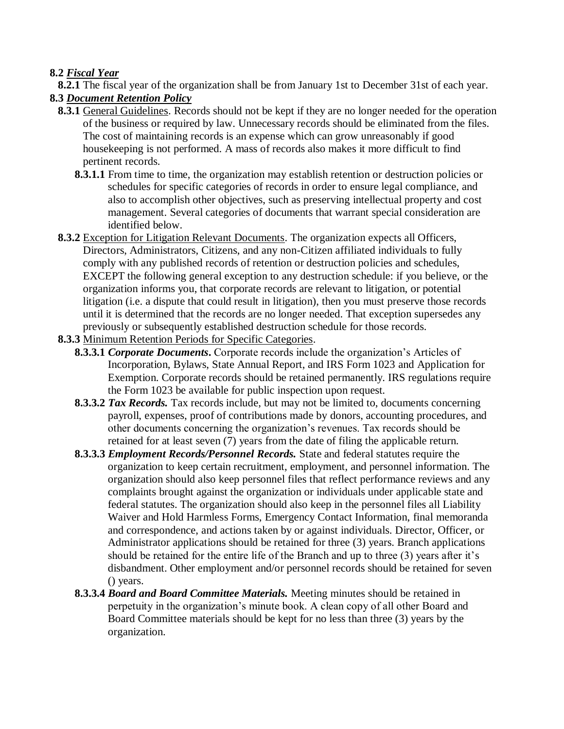**8.2** ***Fiscal Year***

**8.2.1** The fiscal year of the organization shall be from January 1st to December 31st of each year.

**8.3** ***Document Retention Policy***

**8.3.1** General Guidelines. Records should not be kept if they are no longer needed for the operation of the business or required by law. Unnecessary records should be eliminated from the files. The cost of maintaining records is an expense which can grow unreasonably if good housekeeping is not performed. A mass of records also makes it more difficult to find pertinent records.

**8.3.1.1** From time to time, the organization may establish retention or destruction policies or schedules for specific categories of records in order to ensure legal compliance, and also to accomplish other objectives, such as preserving intellectual property and cost management. Several categories of documents that warrant special consideration are identified below.

**8.3.2** Exception for Litigation Relevant Documents. The organization expects all Officers, Directors, Administrators, Citizens, and any non-Citizen affiliated individuals to fully comply with any published records of retention or destruction policies and schedules, EXCEPT the following general exception to any destruction schedule: if you believe, or the organization informs you, that corporate records are relevant to litigation, or potential litigation (i.e. a dispute that could result in litigation), then you must preserve those records until it is determined that the records are no longer needed. That exception supersedes any previously or subsequently established destruction schedule for those records.

**8.3.3** Minimum Retention Periods for Specific Categories.

**8.3.3.1** ***Corporate Documents*****.** Corporate records include the organization's Articles of Incorporation, Bylaws, State Annual Report, and IRS Form 1023 and Application for Exemption. Corporate records should be retained permanently. IRS regulations require the Form 1023 be available for public inspection upon request.

**8.3.3.2** ***Tax Records.*** Tax records include, but may not be limited to, documents concerning payroll, expenses, proof of contributions made by donors, accounting procedures, and other documents concerning the organization's revenues. Tax records should be retained for at least seven (7) years from the date of filing the applicable return.

**8.3.3.3** ***Employment Records/Personnel Records.*** State and federal statutes require the organization to keep certain recruitment, employment, and personnel information. The organization should also keep personnel files that reflect performance reviews and any complaints brought against the organization or individuals under applicable state and federal statutes. The organization should also keep in the personnel files all Liability Waiver and Hold Harmless Forms, Emergency Contact Information, final memoranda and correspondence, and actions taken by or against individuals. Director, Officer, or Administrator applications should be retained for three (3) years. Branch applications should be retained for the entire life of the Branch and up to three (3) years after it's disbandment. Other employment and/or personnel records should be retained for seven () years.

**8.3.3.4** ***Board and Board Committee Materials.*** Meeting minutes should be retained in perpetuity in the organization's minute book. A clean copy of all other Board and Board Committee materials should be kept for no less than three (3) years by the organization.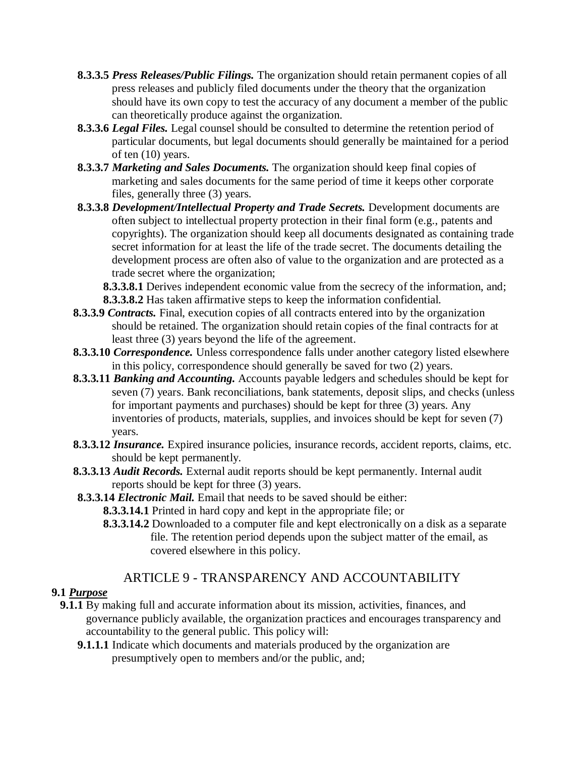**8.3.3.5** ***Press Releases/Public Filings.*** The organization should retain permanent copies of all press releases and publicly filed documents under the theory that the organization should have its own copy to test the accuracy of any document a member of the public can theoretically produce against the organization.

**8.3.3.6** ***Legal Files.*** Legal counsel should be consulted to determine the retention period of particular documents, but legal documents should generally be maintained for a period of ten (10) years.

**8.3.3.7** ***Marketing and Sales Documents.*** The organization should keep final copies of marketing and sales documents for the same period of time it keeps other corporate files, generally three (3) years.

**8.3.3.8** ***Development/Intellectual Property and Trade Secrets.*** Development documents are often subject to intellectual property protection in their final form (e.g., patents and copyrights). The organization should keep all documents designated as containing trade secret information for at least the life of the trade secret. The documents detailing the development process are often also of value to the organization and are protected as a trade secret where the organization;

- **8.3.3.8.1** Derives independent economic value from the secrecy of the information, and;
- **8.3.3.8.2** Has taken affirmative steps to keep the information confidential.

**8.3.3.9** ***Contracts.*** Final, execution copies of all contracts entered into by the organization should be retained. The organization should retain copies of the final contracts for at least three (3) years beyond the life of the agreement.

**8.3.3.10** ***Correspondence.*** Unless correspondence falls under another category listed elsewhere in this policy, correspondence should generally be saved for two (2) years.

**8.3.3.11** ***Banking and Accounting.*** Accounts payable ledgers and schedules should be kept for seven (7) years. Bank reconciliations, bank statements, deposit slips, and checks (unless for important payments and purchases) should be kept for three (3) years. Any inventories of products, materials, supplies, and invoices should be kept for seven (7) years.

**8.3.3.12** ***Insurance.*** Expired insurance policies, insurance records, accident reports, claims, etc. should be kept permanently.

**8.3.3.13** ***Audit Records.*** External audit reports should be kept permanently. Internal audit reports should be kept for three (3) years.

**8.3.3.14** ***Electronic Mail.*** Email that needs to be saved should be either:

- **8.3.3.14.1** Printed in hard copy and kept in the appropriate file; or
- **8.3.3.14.2** Downloaded to a computer file and kept electronically on a disk as a separate file. The retention period depends upon the subject matter of the email, as covered elsewhere in this policy.

## ARTICLE 9 - TRANSPARENCY AND ACCOUNTABILITY

**9.1** ***Purpose***

**9.1.1** By making full and accurate information about its mission, activities, finances, and governance publicly available, the organization practices and encourages transparency and accountability to the general public. This policy will:

- **9.1.1.1** Indicate which documents and materials produced by the organization are presumptively open to members and/or the public, and;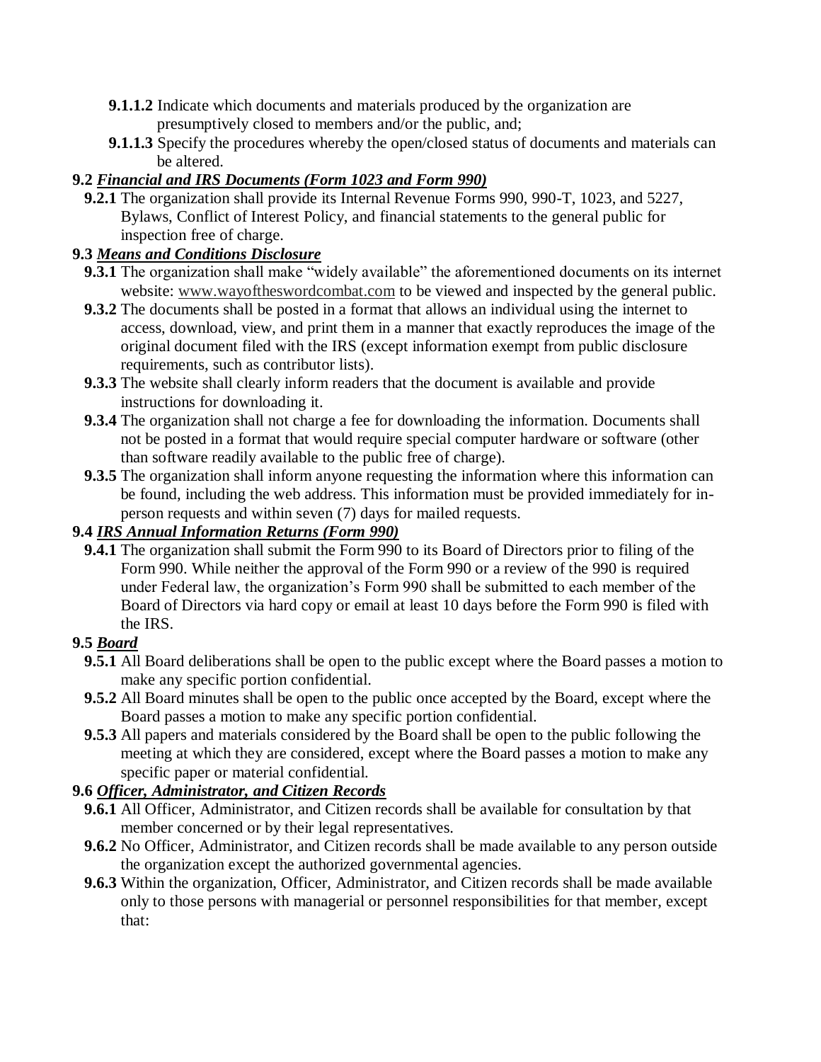**9.1.1.2** Indicate which documents and materials produced by the organization are presumptively closed to members and/or the public, and;

**9.1.1.3** Specify the procedures whereby the open/closed status of documents and materials can be altered.

**9.2 *Financial and IRS Documents (Form 1023 and Form 990)***

**9.2.1** The organization shall provide its Internal Revenue Forms 990, 990-T, 1023, and 5227, Bylaws, Conflict of Interest Policy, and financial statements to the general public for inspection free of charge.

**9.3 *Means and Conditions Disclosure***

**9.3.1** The organization shall make "widely available" the aforementioned documents on its internet website: www.wayoftheswordcombat.com to be viewed and inspected by the general public.

**9.3.2** The documents shall be posted in a format that allows an individual using the internet to access, download, view, and print them in a manner that exactly reproduces the image of the original document filed with the IRS (except information exempt from public disclosure requirements, such as contributor lists).

**9.3.3** The website shall clearly inform readers that the document is available and provide instructions for downloading it.

**9.3.4** The organization shall not charge a fee for downloading the information. Documents shall not be posted in a format that would require special computer hardware or software (other than software readily available to the public free of charge).

**9.3.5** The organization shall inform anyone requesting the information where this information can be found, including the web address. This information must be provided immediately for in-person requests and within seven (7) days for mailed requests.

**9.4 *IRS Annual Information Returns (Form 990)***

**9.4.1** The organization shall submit the Form 990 to its Board of Directors prior to filing of the Form 990. While neither the approval of the Form 990 or a review of the 990 is required under Federal law, the organization's Form 990 shall be submitted to each member of the Board of Directors via hard copy or email at least 10 days before the Form 990 is filed with the IRS.

**9.5 *Board***

**9.5.1** All Board deliberations shall be open to the public except where the Board passes a motion to make any specific portion confidential.

**9.5.2** All Board minutes shall be open to the public once accepted by the Board, except where the Board passes a motion to make any specific portion confidential.

**9.5.3** All papers and materials considered by the Board shall be open to the public following the meeting at which they are considered, except where the Board passes a motion to make any specific paper or material confidential.

**9.6 *Officer, Administrator, and Citizen Records***

**9.6.1** All Officer, Administrator, and Citizen records shall be available for consultation by that member concerned or by their legal representatives.

**9.6.2** No Officer, Administrator, and Citizen records shall be made available to any person outside the organization except the authorized governmental agencies.

**9.6.3** Within the organization, Officer, Administrator, and Citizen records shall be made available only to those persons with managerial or personnel responsibilities for that member, except that: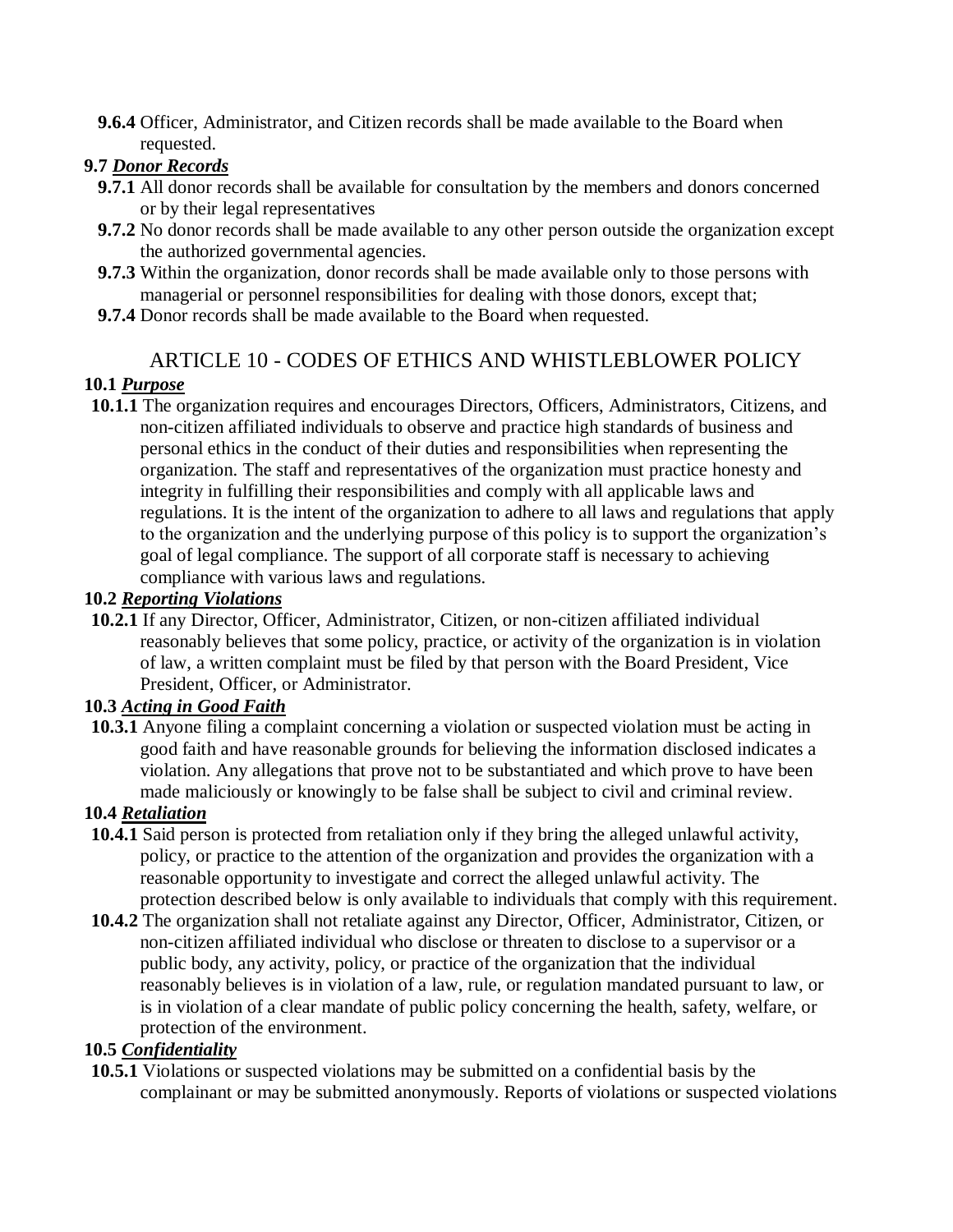**9.6.4** Officer, Administrator, and Citizen records shall be made available to the Board when requested.

**9.7** ***Donor Records***

**9.7.1** All donor records shall be available for consultation by the members and donors concerned or by their legal representatives

**9.7.2** No donor records shall be made available to any other person outside the organization except the authorized governmental agencies.

**9.7.3** Within the organization, donor records shall be made available only to those persons with managerial or personnel responsibilities for dealing with those donors, except that;

**9.7.4** Donor records shall be made available to the Board when requested.

## ARTICLE 10 - CODES OF ETHICS AND WHISTLEBLOWER POLICY

**10.1** ***Purpose***

**10.1.1** The organization requires and encourages Directors, Officers, Administrators, Citizens, and non-citizen affiliated individuals to observe and practice high standards of business and personal ethics in the conduct of their duties and responsibilities when representing the organization. The staff and representatives of the organization must practice honesty and integrity in fulfilling their responsibilities and comply with all applicable laws and regulations. It is the intent of the organization to adhere to all laws and regulations that apply to the organization and the underlying purpose of this policy is to support the organization's goal of legal compliance. The support of all corporate staff is necessary to achieving compliance with various laws and regulations.

**10.2** ***Reporting Violations***

**10.2.1** If any Director, Officer, Administrator, Citizen, or non-citizen affiliated individual reasonably believes that some policy, practice, or activity of the organization is in violation of law, a written complaint must be filed by that person with the Board President, Vice President, Officer, or Administrator.

**10.3** ***Acting in Good Faith***

**10.3.1** Anyone filing a complaint concerning a violation or suspected violation must be acting in good faith and have reasonable grounds for believing the information disclosed indicates a violation. Any allegations that prove not to be substantiated and which prove to have been made maliciously or knowingly to be false shall be subject to civil and criminal review.

**10.4** ***Retaliation***

**10.4.1** Said person is protected from retaliation only if they bring the alleged unlawful activity, policy, or practice to the attention of the organization and provides the organization with a reasonable opportunity to investigate and correct the alleged unlawful activity. The protection described below is only available to individuals that comply with this requirement.

**10.4.2** The organization shall not retaliate against any Director, Officer, Administrator, Citizen, or non-citizen affiliated individual who disclose or threaten to disclose to a supervisor or a public body, any activity, policy, or practice of the organization that the individual reasonably believes is in violation of a law, rule, or regulation mandated pursuant to law, or is in violation of a clear mandate of public policy concerning the health, safety, welfare, or protection of the environment.

**10.5** ***Confidentiality***

**10.5.1** Violations or suspected violations may be submitted on a confidential basis by the complainant or may be submitted anonymously. Reports of violations or suspected violations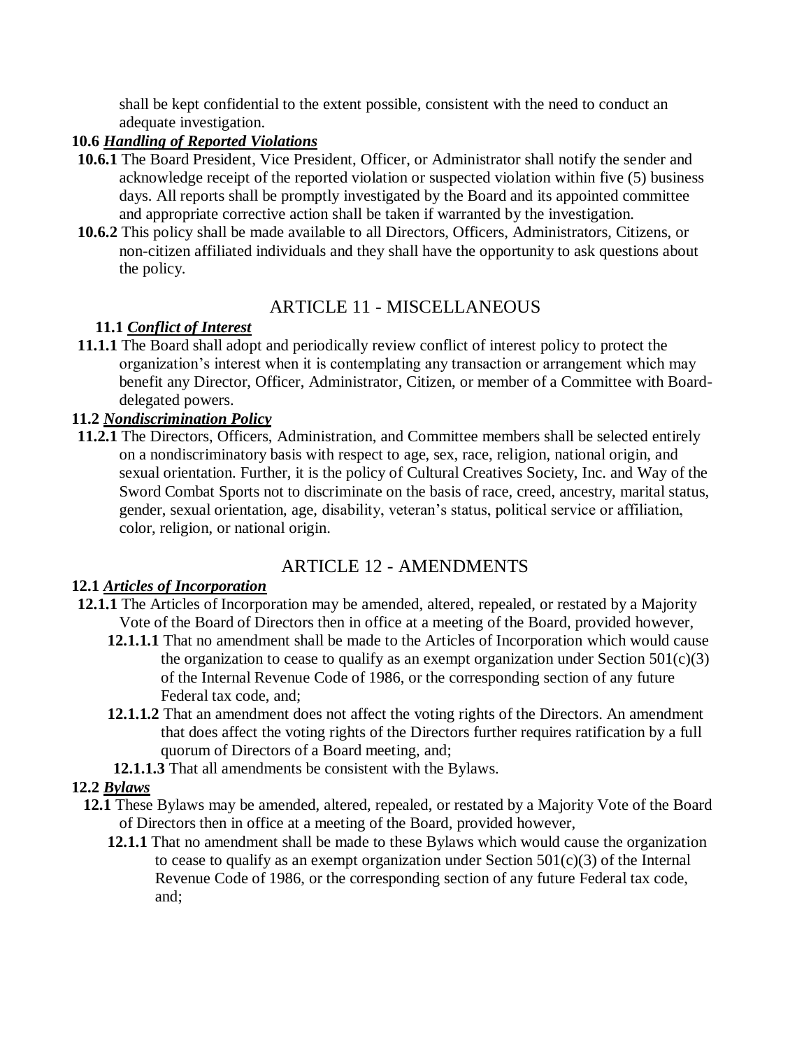shall be kept confidential to the extent possible, consistent with the need to conduct an adequate investigation.

**10.6** ***Handling of Reported Violations***

**10.6.1** The Board President, Vice President, Officer, or Administrator shall notify the sender and acknowledge receipt of the reported violation or suspected violation within five (5) business days. All reports shall be promptly investigated by the Board and its appointed committee and appropriate corrective action shall be taken if warranted by the investigation.

**10.6.2** This policy shall be made available to all Directors, Officers, Administrators, Citizens, or non-citizen affiliated individuals and they shall have the opportunity to ask questions about the policy.

## ARTICLE 11 - MISCELLANEOUS

**11.1** ***Conflict of Interest***

**11.1.1** The Board shall adopt and periodically review conflict of interest policy to protect the organization's interest when it is contemplating any transaction or arrangement which may benefit any Director, Officer, Administrator, Citizen, or member of a Committee with Board-delegated powers.

**11.2** ***Nondiscrimination Policy***

**11.2.1** The Directors, Officers, Administration, and Committee members shall be selected entirely on a nondiscriminatory basis with respect to age, sex, race, religion, national origin, and sexual orientation. Further, it is the policy of Cultural Creatives Society, Inc. and Way of the Sword Combat Sports not to discriminate on the basis of race, creed, ancestry, marital status, gender, sexual orientation, age, disability, veteran's status, political service or affiliation, color, religion, or national origin.

## ARTICLE 12 - AMENDMENTS

**12.1** ***Articles of Incorporation***

**12.1.1** The Articles of Incorporation may be amended, altered, repealed, or restated by a Majority Vote of the Board of Directors then in office at a meeting of the Board, provided however,

**12.1.1.1** That no amendment shall be made to the Articles of Incorporation which would cause the organization to cease to qualify as an exempt organization under Section 501(c)(3) of the Internal Revenue Code of 1986, or the corresponding section of any future Federal tax code, and;

**12.1.1.2** That an amendment does not affect the voting rights of the Directors. An amendment that does affect the voting rights of the Directors further requires ratification by a full quorum of Directors of a Board meeting, and;

**12.1.1.3** That all amendments be consistent with the Bylaws.

**12.2** ***Bylaws***

**12.1** These Bylaws may be amended, altered, repealed, or restated by a Majority Vote of the Board of Directors then in office at a meeting of the Board, provided however,

**12.1.1** That no amendment shall be made to these Bylaws which would cause the organization to cease to qualify as an exempt organization under Section 501(c)(3) of the Internal Revenue Code of 1986, or the corresponding section of any future Federal tax code, and;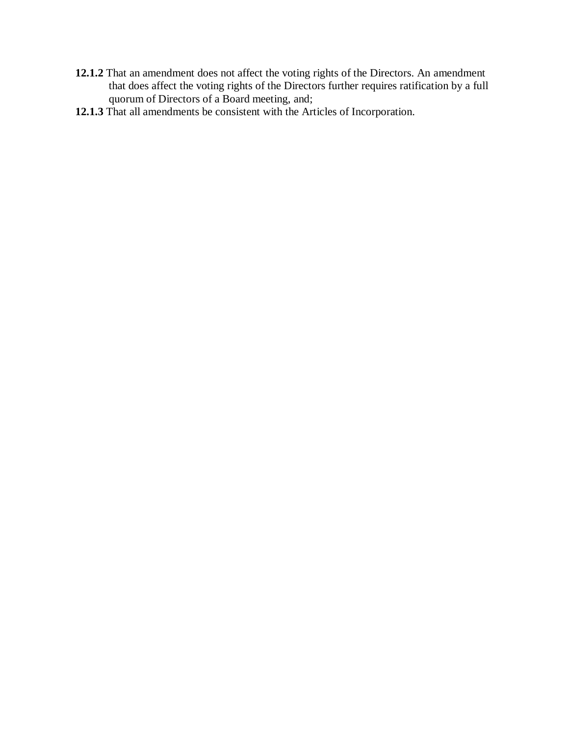**12.1.2** That an amendment does not affect the voting rights of the Directors. An amendment that does affect the voting rights of the Directors further requires ratification by a full quorum of Directors of a Board meeting, and;

**12.1.3** That all amendments be consistent with the Articles of Incorporation.